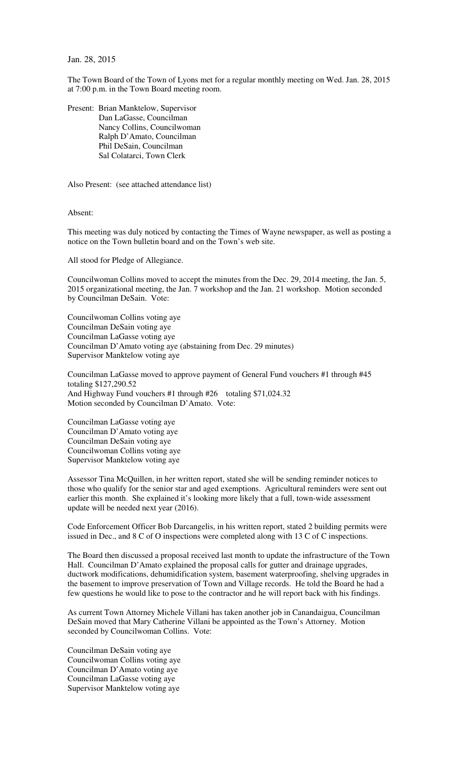Jan. 28, 2015

The Town Board of the Town of Lyons met for a regular monthly meeting on Wed. Jan. 28, 2015 at 7:00 p.m. in the Town Board meeting room.

Present: Brian Manktelow, Supervisor
Dan LaGasse, Councilman
Nancy Collins, Councilwoman
Ralph D'Amato, Councilman
Phil DeSain, Councilman
Sal Colatarci, Town Clerk

Also Present: (see attached attendance list)

Absent:

This meeting was duly noticed by contacting the Times of Wayne newspaper, as well as posting a notice on the Town bulletin board and on the Town's web site.

All stood for Pledge of Allegiance.

Councilwoman Collins moved to accept the minutes from the Dec. 29, 2014 meeting, the Jan. 5, 2015 organizational meeting, the Jan. 7 workshop and the Jan. 21 workshop. Motion seconded by Councilman DeSain. Vote:

Councilwoman Collins voting aye
Councilman DeSain voting aye
Councilman LaGasse voting aye
Councilman D'Amato voting aye (abstaining from Dec. 29 minutes)
Supervisor Manktelow voting aye

Councilman LaGasse moved to approve payment of General Fund vouchers #1 through #45 totaling $127,290.52
And Highway Fund vouchers #1 through #26 totaling $71,024.32
Motion seconded by Councilman D'Amato. Vote:

Councilman LaGasse voting aye
Councilman D'Amato voting aye
Councilman DeSain voting aye
Councilwoman Collins voting aye
Supervisor Manktelow voting aye

Assessor Tina McQuillen, in her written report, stated she will be sending reminder notices to those who qualify for the senior star and aged exemptions. Agricultural reminders were sent out earlier this month. She explained it's looking more likely that a full, town-wide assessment update will be needed next year (2016).

Code Enforcement Officer Bob Darcangelis, in his written report, stated 2 building permits were issued in Dec., and 8 C of O inspections were completed along with 13 C of C inspections.

The Board then discussed a proposal received last month to update the infrastructure of the Town Hall. Councilman D'Amato explained the proposal calls for gutter and drainage upgrades, ductwork modifications, dehumidification system, basement waterproofing, shelving upgrades in the basement to improve preservation of Town and Village records. He told the Board he had a few questions he would like to pose to the contractor and he will report back with his findings.

As current Town Attorney Michele Villani has taken another job in Canandaigua, Councilman DeSain moved that Mary Catherine Villani be appointed as the Town's Attorney. Motion seconded by Councilwoman Collins. Vote:

Councilman DeSain voting aye
Councilwoman Collins voting aye
Councilman D'Amato voting aye
Councilman LaGasse voting aye
Supervisor Manktelow voting aye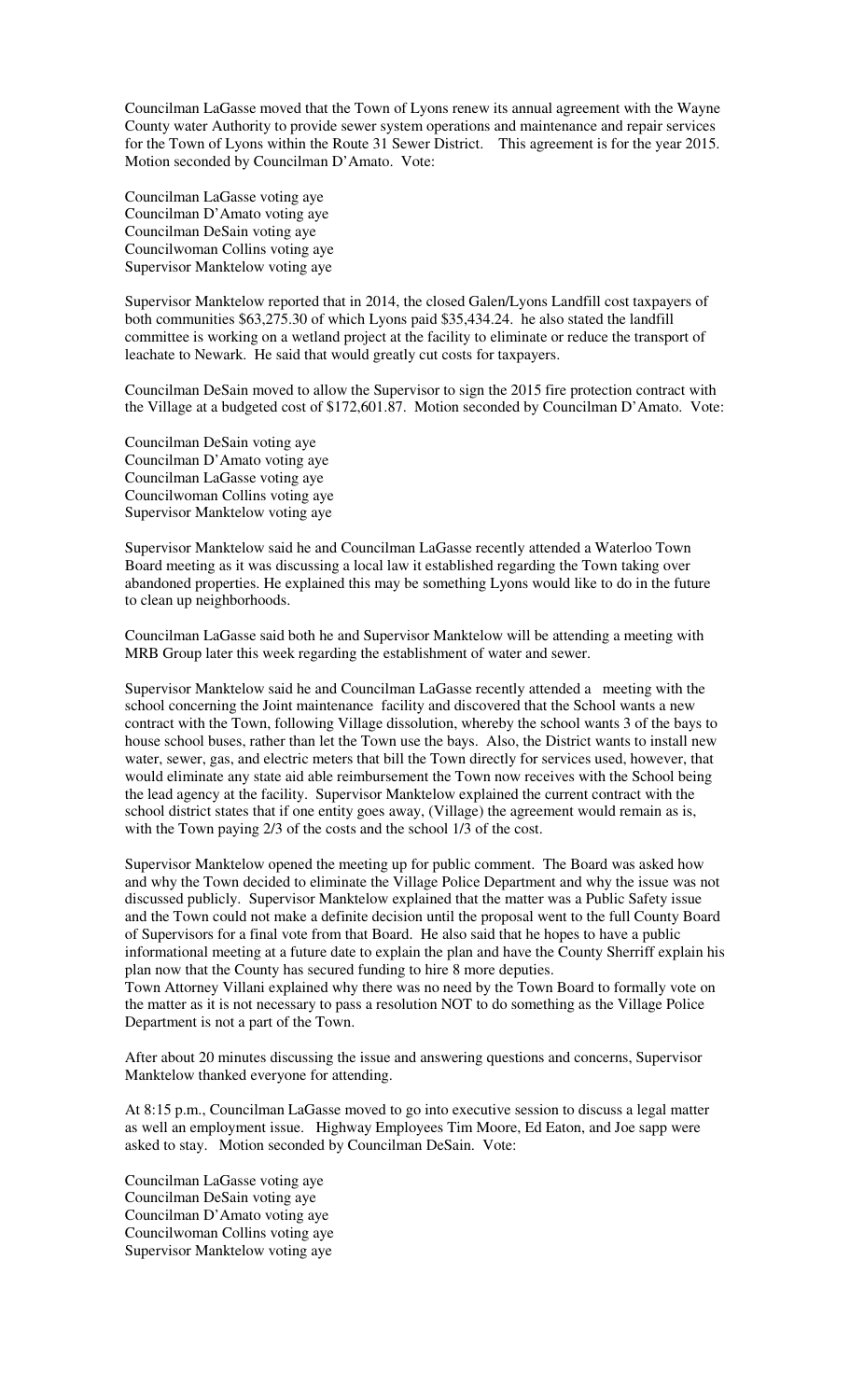Councilman LaGasse moved that the Town of Lyons renew its annual agreement with the Wayne County water Authority to provide sewer system operations and maintenance and repair services for the Town of Lyons within the Route 31 Sewer District. This agreement is for the year 2015. Motion seconded by Councilman D'Amato. Vote:

Councilman LaGasse voting aye
Councilman D'Amato voting aye
Councilman DeSain voting aye
Councilwoman Collins voting aye
Supervisor Manktelow voting aye

Supervisor Manktelow reported that in 2014, the closed Galen/Lyons Landfill cost taxpayers of both communities $63,275.30 of which Lyons paid $35,434.24. he also stated the landfill committee is working on a wetland project at the facility to eliminate or reduce the transport of leachate to Newark. He said that would greatly cut costs for taxpayers.

Councilman DeSain moved to allow the Supervisor to sign the 2015 fire protection contract with the Village at a budgeted cost of $172,601.87. Motion seconded by Councilman D'Amato. Vote:

Councilman DeSain voting aye
Councilman D'Amato voting aye
Councilman LaGasse voting aye
Councilwoman Collins voting aye
Supervisor Manktelow voting aye

Supervisor Manktelow said he and Councilman LaGasse recently attended a Waterloo Town Board meeting as it was discussing a local law it established regarding the Town taking over abandoned properties. He explained this may be something Lyons would like to do in the future to clean up neighborhoods.

Councilman LaGasse said both he and Supervisor Manktelow will be attending a meeting with MRB Group later this week regarding the establishment of water and sewer.

Supervisor Manktelow said he and Councilman LaGasse recently attended a meeting with the school concerning the Joint maintenance facility and discovered that the School wants a new contract with the Town, following Village dissolution, whereby the school wants 3 of the bays to house school buses, rather than let the Town use the bays. Also, the District wants to install new water, sewer, gas, and electric meters that bill the Town directly for services used, however, that would eliminate any state aid able reimbursement the Town now receives with the School being the lead agency at the facility. Supervisor Manktelow explained the current contract with the school district states that if one entity goes away, (Village) the agreement would remain as is, with the Town paying 2/3 of the costs and the school 1/3 of the cost.

Supervisor Manktelow opened the meeting up for public comment. The Board was asked how and why the Town decided to eliminate the Village Police Department and why the issue was not discussed publicly. Supervisor Manktelow explained that the matter was a Public Safety issue and the Town could not make a definite decision until the proposal went to the full County Board of Supervisors for a final vote from that Board. He also said that he hopes to have a public informational meeting at a future date to explain the plan and have the County Sherriff explain his plan now that the County has secured funding to hire 8 more deputies.
Town Attorney Villani explained why there was no need by the Town Board to formally vote on the matter as it is not necessary to pass a resolution NOT to do something as the Village Police Department is not a part of the Town.

After about 20 minutes discussing the issue and answering questions and concerns, Supervisor Manktelow thanked everyone for attending.

At 8:15 p.m., Councilman LaGasse moved to go into executive session to discuss a legal matter as well an employment issue. Highway Employees Tim Moore, Ed Eaton, and Joe sapp were asked to stay. Motion seconded by Councilman DeSain. Vote:

Councilman LaGasse voting aye
Councilman DeSain voting aye
Councilman D'Amato voting aye
Councilwoman Collins voting aye
Supervisor Manktelow voting aye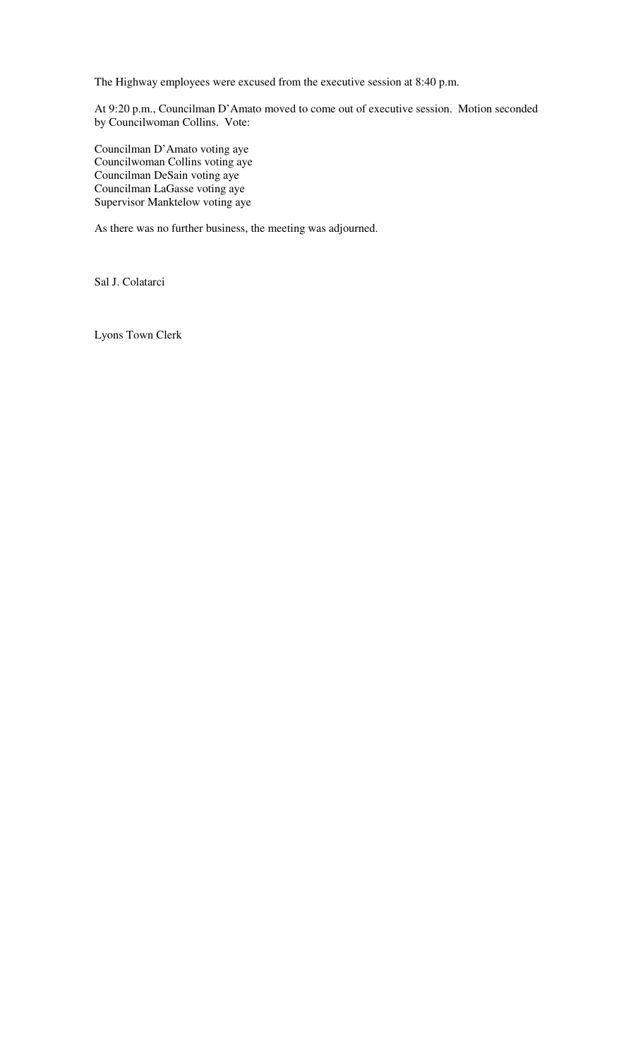The Highway employees were excused from the executive session at 8:40 p.m.

At 9:20 p.m., Councilman D'Amato moved to come out of executive session. Motion seconded by Councilwoman Collins. Vote:

Councilman D'Amato voting aye
Councilwoman Collins voting aye
Councilman DeSain voting aye
Councilman LaGasse voting aye
Supervisor Manktelow voting aye

As there was no further business, the meeting was adjourned.

Sal J. Colatarci

Lyons Town Clerk